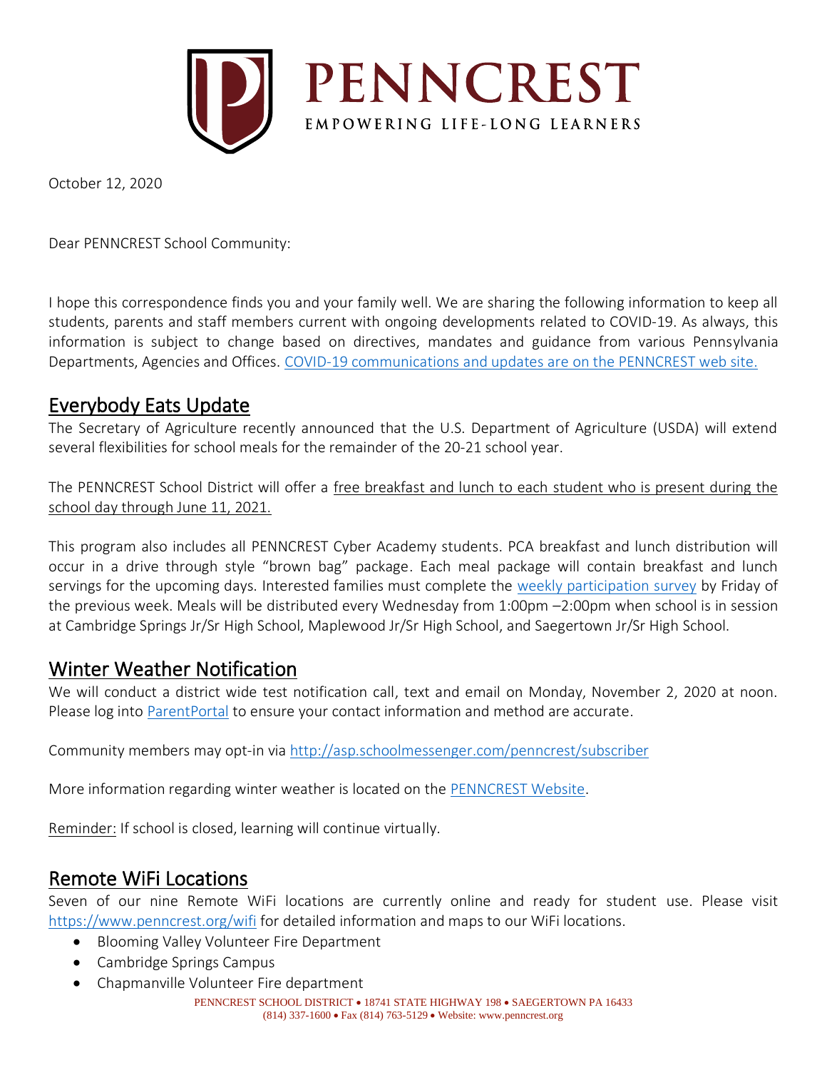# PENNCREST

EMPOWERING LIFE-LONG LEARNERS

October 12, 2020

Dear PENNCREST School Community:

I hope this correspondence finds you and your family well. We are sharing the following information to keep all students, parents and staff members current with ongoing developments related to COVID-19. As always, this information is subject to change based on directives, mandates and guidance from various Pennsylvania Departments, Agencies and Offices. COVID-19 communications and updates are on the PENNCREST web site.

## Everybody Eats Update

The Secretary of Agriculture recently announced that the U.S. Department of Agriculture (USDA) will extend several flexibilities for school meals for the remainder of the 20-21 school year.

The PENNCREST School District will offer a free breakfast and lunch to each student who is present during the school day through June 11, 2021.

This program also includes all PENNCREST Cyber Academy students. PCA breakfast and lunch distribution will occur in a drive through style "brown bag" package. Each meal package will contain breakfast and lunch servings for the upcoming days. Interested families must complete the weekly participation survey by Friday of the previous week. Meals will be distributed every Wednesday from 1:00pm –2:00pm when school is in session at Cambridge Springs Jr/Sr High School, Maplewood Jr/Sr High School, and Saegertown Jr/Sr High School.

## Winter Weather Notification

We will conduct a district wide test notification call, text and email on Monday, November 2, 2020 at noon. Please log into ParentPortal to ensure your contact information and method are accurate.

Community members may opt-in via http://asp.schoolmessenger.com/penncrest/subscriber

More information regarding winter weather is located on the PENNCREST Website.

Reminder: If school is closed, learning will continue virtually.

## Remote WiFi Locations

Seven of our nine Remote WiFi locations are currently online and ready for student use. Please visit https://www.penncrest.org/wifi for detailed information and maps to our WiFi locations.

- Blooming Valley Volunteer Fire Department
- Cambridge Springs Campus
- Chapmanville Volunteer Fire department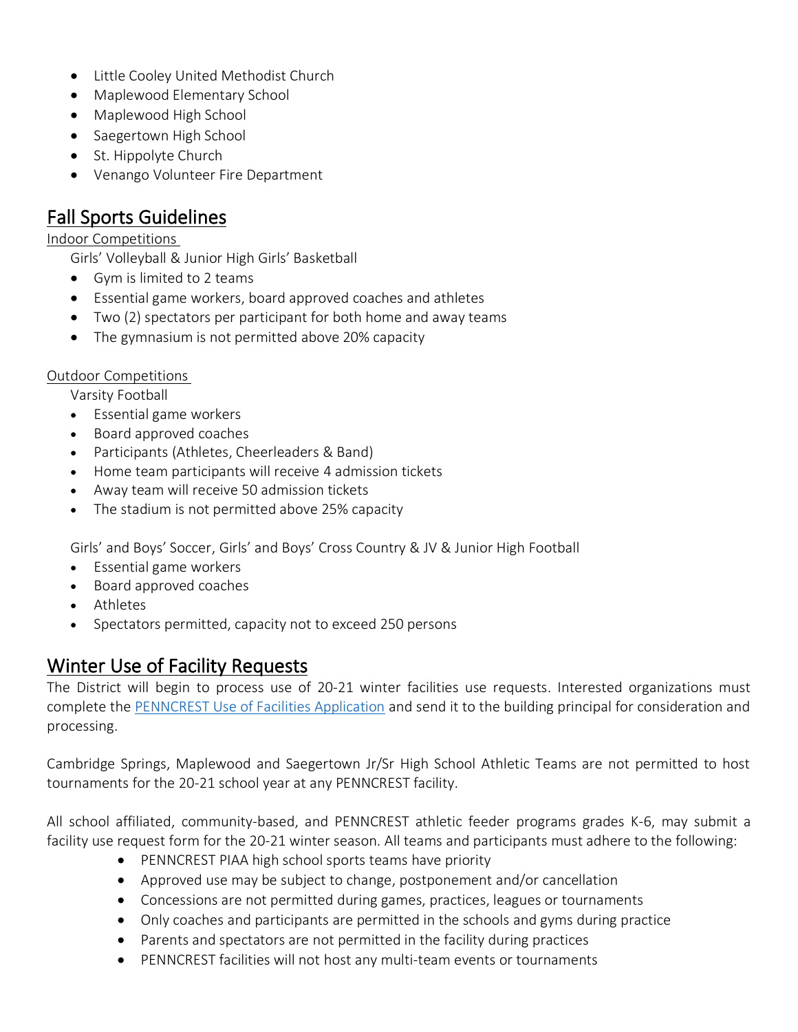- Little Cooley United Methodist Church
- Maplewood Elementary School
- Maplewood High School
- Saegertown High School
- St. Hippolyte Church
- Venango Volunteer Fire Department

## Fall Sports Guidelines

Indoor Competitions

Girls' Volleyball & Junior High Girls' Basketball

- Gym is limited to 2 teams
- Essential game workers, board approved coaches and athletes
- Two (2) spectators per participant for both home and away teams
- The gymnasium is not permitted above 20% capacity

Outdoor Competitions

Varsity Football

- Essential game workers
- Board approved coaches
- Participants (Athletes, Cheerleaders & Band)
- Home team participants will receive 4 admission tickets
- Away team will receive 50 admission tickets
- The stadium is not permitted above 25% capacity

Girls' and Boys' Soccer, Girls' and Boys' Cross Country & JV & Junior High Football

- Essential game workers
- Board approved coaches
- Athletes
- Spectators permitted, capacity not to exceed 250 persons

## Winter Use of Facility Requests

The District will begin to process use of 20-21 winter facilities use requests. Interested organizations must complete the PENNCREST Use of Facilities Application and send it to the building principal for consideration and processing.

Cambridge Springs, Maplewood and Saegertown Jr/Sr High School Athletic Teams are not permitted to host tournaments for the 20-21 school year at any PENNCREST facility.

All school affiliated, community-based, and PENNCREST athletic feeder programs grades K-6, may submit a facility use request form for the 20-21 winter season. All teams and participants must adhere to the following:

- PENNCREST PIAA high school sports teams have priority
- Approved use may be subject to change, postponement and/or cancellation
- Concessions are not permitted during games, practices, leagues or tournaments
- Only coaches and participants are permitted in the schools and gyms during practice
- Parents and spectators are not permitted in the facility during practices
- PENNCREST facilities will not host any multi-team events or tournaments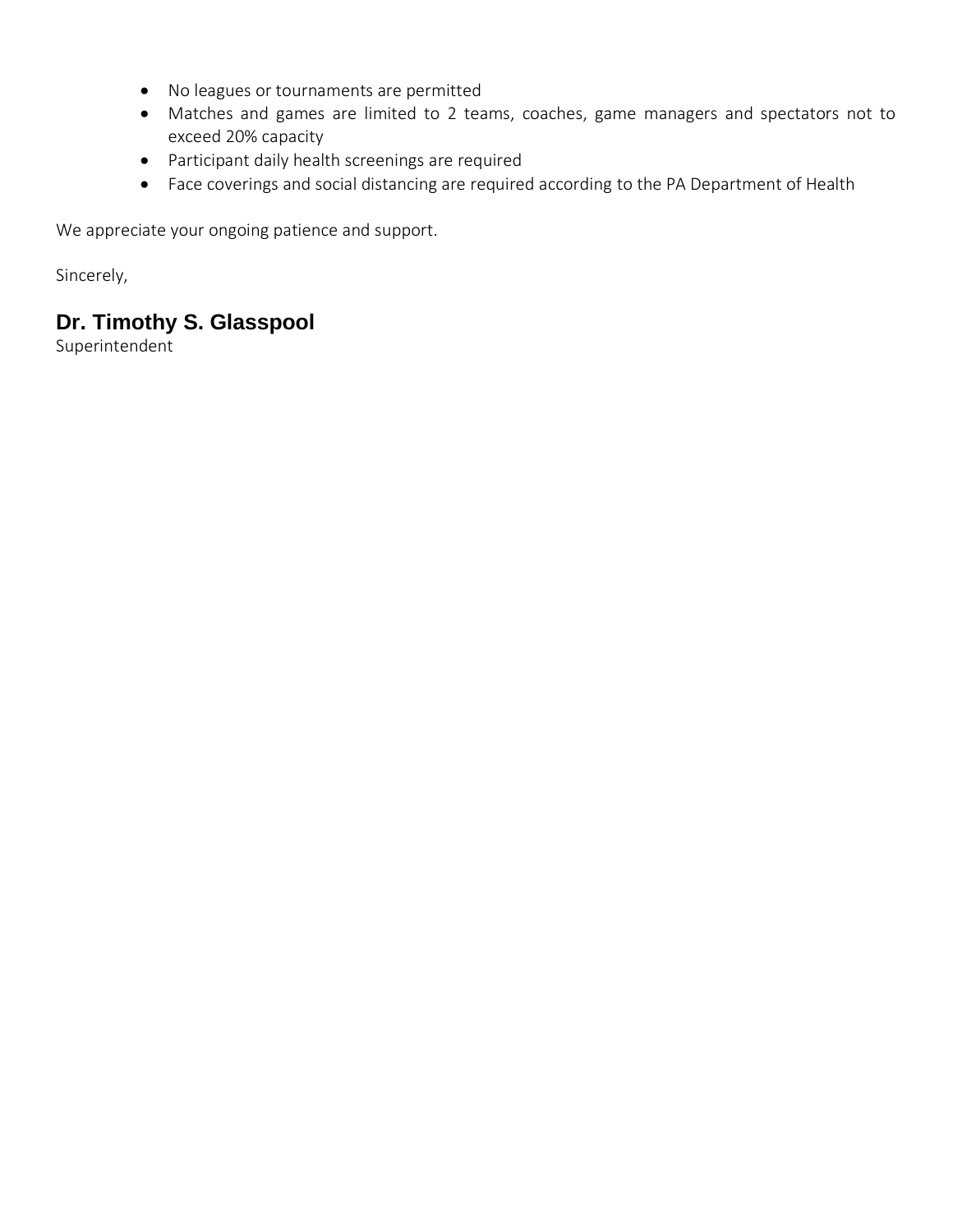- No leagues or tournaments are permitted
- Matches and games are limited to 2 teams, coaches, game managers and spectators not to exceed 20% capacity
- Participant daily health screenings are required
- Face coverings and social distancing are required according to the PA Department of Health

We appreciate your ongoing patience and support.

Sincerely,

**Dr. Timothy S. Glasspool**
Superintendent